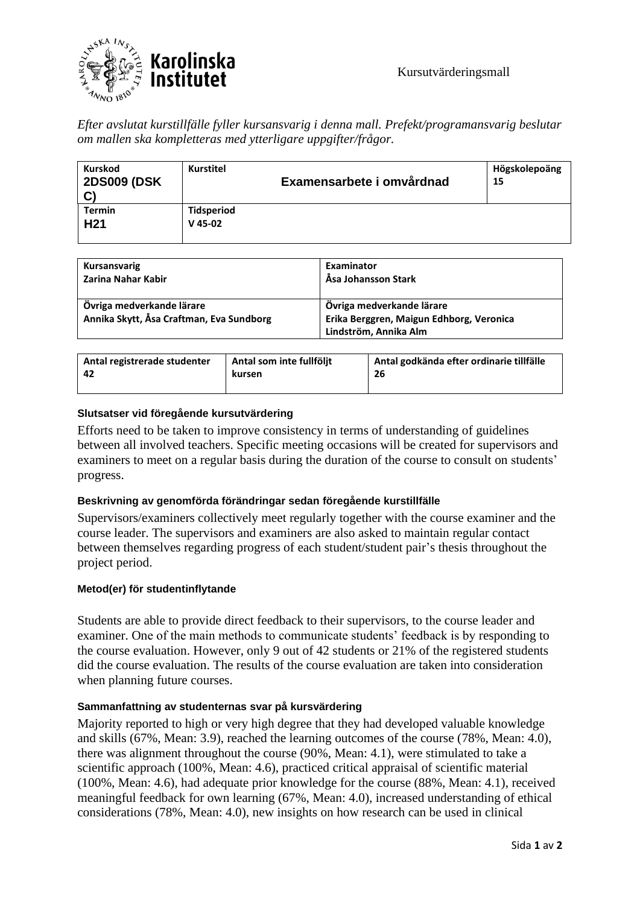Kursutvärderingsmall

*Efter avslutat kurstillfälle fyller kursansvarig i denna mall. Prefekt/programansvarig beslutar om mallen ska kompletteras med ytterligare uppgifter/frågor.*

| **Kurskod**<br>**2DS009 (DSK C)** | **Kurstitel**<br>**Examensarbete i omvårdnad** | **Högskolepoäng**<br>**15** |
|---|---|---|
| **Termin**<br>**H21** | **Tidsperiod**<br>**V 45-02** | |

| **Kursansvarig**<br>**Zarina Nahar Kabir** | **Examinator**<br>**Åsa Johansson Stark** |
|---|---|
| **Övriga medverkande lärare**<br>**Annika Skytt, Åsa Craftman, Eva Sundborg** | **Övriga medverkande lärare**<br>**Erika Berggren, Maigun Edhborg, Veronica Lindström, Annika Alm** |

| **Antal registrerade studenter**<br>**42** | **Antal som inte fullföljt kursen** | **Antal godkända efter ordinarie tillfälle**<br>**26** |
|---|---|---|

#### Slutsatser vid föregående kursutvärdering

Efforts need to be taken to improve consistency in terms of understanding of guidelines between all involved teachers. Specific meeting occasions will be created for supervisors and examiners to meet on a regular basis during the duration of the course to consult on students' progress.

#### Beskrivning av genomförda förändringar sedan föregående kurstillfälle

Supervisors/examiners collectively meet regularly together with the course examiner and the course leader. The supervisors and examiners are also asked to maintain regular contact between themselves regarding progress of each student/student pair's thesis throughout the project period.

#### Metod(er) för studentinflytande

Students are able to provide direct feedback to their supervisors, to the course leader and examiner. One of the main methods to communicate students' feedback is by responding to the course evaluation. However, only 9 out of 42 students or 21% of the registered students did the course evaluation. The results of the course evaluation are taken into consideration when planning future courses.

#### Sammanfattning av studenternas svar på kursvärdering

Majority reported to high or very high degree that they had developed valuable knowledge and skills (67%, Mean: 3.9), reached the learning outcomes of the course (78%, Mean: 4.0), there was alignment throughout the course (90%, Mean: 4.1), were stimulated to take a scientific approach (100%, Mean: 4.6), practiced critical appraisal of scientific material (100%, Mean: 4.6), had adequate prior knowledge for the course (88%, Mean: 4.1), received meaningful feedback for own learning (67%, Mean: 4.0), increased understanding of ethical considerations (78%, Mean: 4.0), new insights on how research can be used in clinical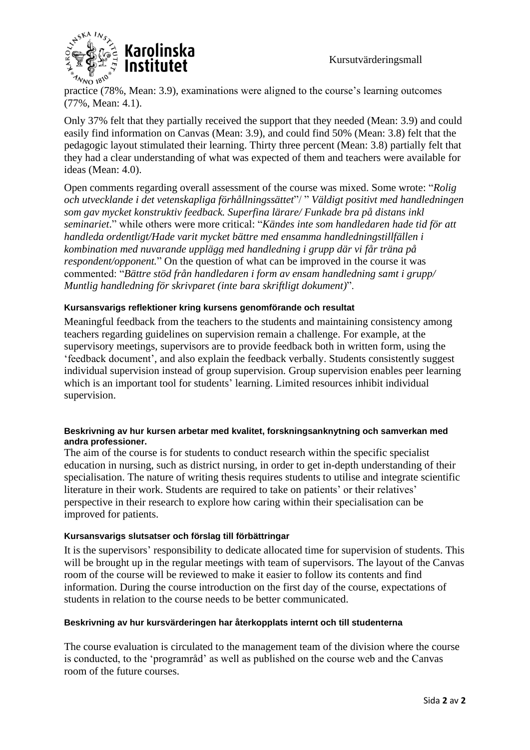practice (78%, Mean: 3.9), examinations were aligned to the course's learning outcomes (77%, Mean: 4.1).

Only 37% felt that they partially received the support that they needed (Mean: 3.9) and could easily find information on Canvas (Mean: 3.9), and could find 50% (Mean: 3.8) felt that the pedagogic layout stimulated their learning. Thirty three percent (Mean: 3.8) partially felt that they had a clear understanding of what was expected of them and teachers were available for ideas (Mean: 4.0).

Open comments regarding overall assessment of the course was mixed. Some wrote: "*Rolig och utvecklande i det vetenskapliga förhållningssättet*"/ " *Väldigt positivt med handledningen som gav mycket konstruktiv feedback. Superfina lärare/ Funkade bra på distans inkl seminariet*." while others were more critical: "*Kändes inte som handledaren hade tid för att handleda ordentligt/Hade varit mycket bättre med ensamma handledningstillfällen i kombination med nuvarande upplägg med handledning i grupp där vi får träna på respondent/opponent.*" On the question of what can be improved in the course it was commented: "*Bättre stöd från handledaren i form av ensam handledning samt i grupp/ Muntlig handledning för skrivparet (inte bara skriftligt dokument)*".

#### Kursansvarigs reflektioner kring kursens genomförande och resultat

Meaningful feedback from the teachers to the students and maintaining consistency among teachers regarding guidelines on supervision remain a challenge. For example, at the supervisory meetings, supervisors are to provide feedback both in written form, using the 'feedback document', and also explain the feedback verbally. Students consistently suggest individual supervision instead of group supervision. Group supervision enables peer learning which is an important tool for students' learning. Limited resources inhibit individual supervision.

#### Beskrivning av hur kursen arbetar med kvalitet, forskningsanknytning och samverkan med andra professioner.

The aim of the course is for students to conduct research within the specific specialist education in nursing, such as district nursing, in order to get in-depth understanding of their specialisation. The nature of writing thesis requires students to utilise and integrate scientific literature in their work. Students are required to take on patients' or their relatives' perspective in their research to explore how caring within their specialisation can be improved for patients.

#### Kursansvarigs slutsatser och förslag till förbättringar

It is the supervisors' responsibility to dedicate allocated time for supervision of students. This will be brought up in the regular meetings with team of supervisors. The layout of the Canvas room of the course will be reviewed to make it easier to follow its contents and find information. During the course introduction on the first day of the course, expectations of students in relation to the course needs to be better communicated.

#### Beskrivning av hur kursvärderingen har återkopplats internt och till studenterna

The course evaluation is circulated to the management team of the division where the course is conducted, to the 'programråd' as well as published on the course web and the Canvas room of the future courses.